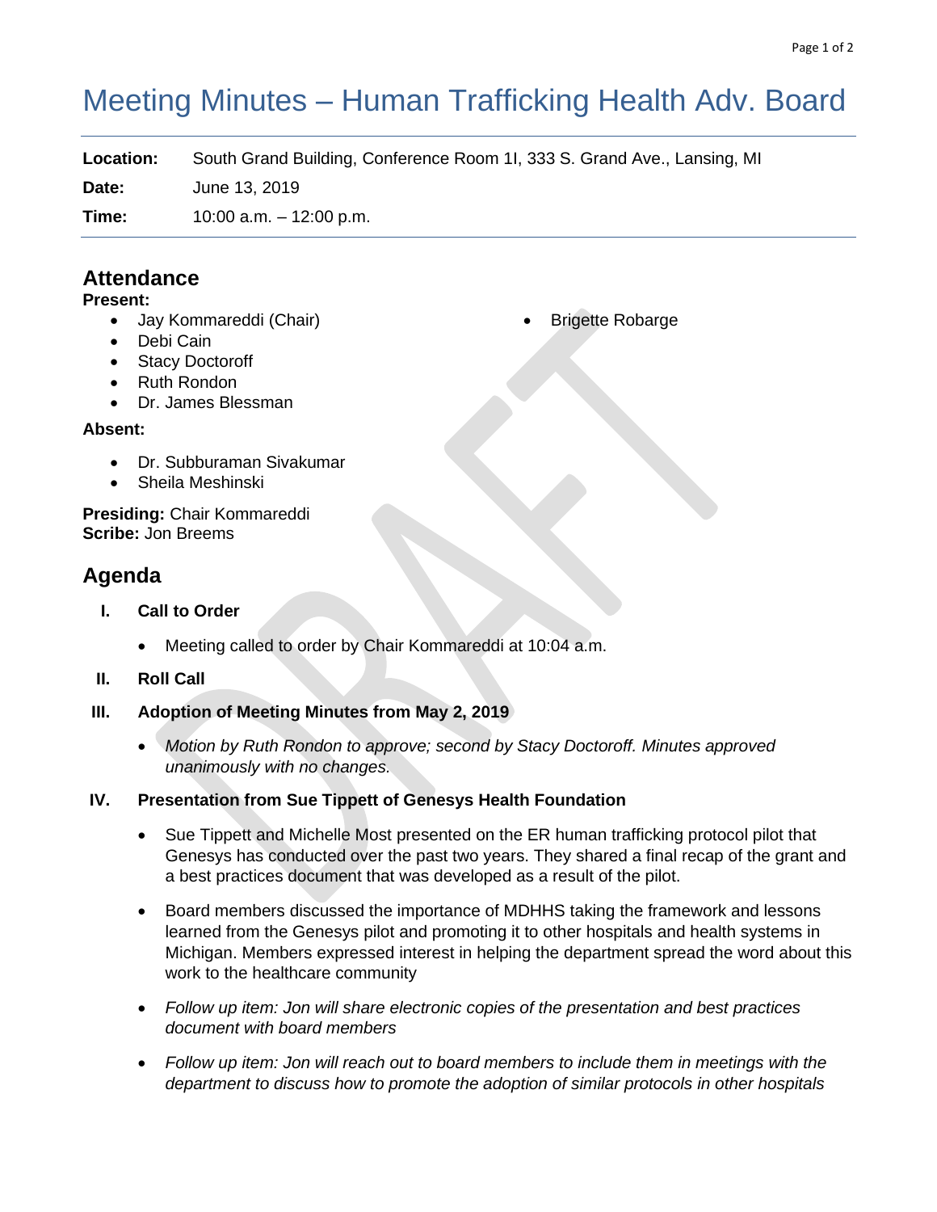# Meeting Minutes – Human Trafficking Health Adv. Board

**Location:** South Grand Building, Conference Room 1I, 333 S. Grand Ave., Lansing, MI

**Date:** June 13, 2019

**Time:** 10:00 a.m. – 12:00 p.m.

## Attendance

**Present:**

- Jay Kommareddi (Chair)
- Debi Cain
- Stacy Doctoroff
- Ruth Rondon
- Dr. James Blessman
- Brigette Robarge

**Absent:**

- Dr. Subburaman Sivakumar
- Sheila Meshinski

**Presiding:** Chair Kommareddi
**Scribe:** Jon Breems

## Agenda

I. **Call to Order**

- Meeting called to order by Chair Kommareddi at 10:04 a.m.

II. **Roll Call**

III. **Adoption of Meeting Minutes from May 2, 2019**

- *Motion by Ruth Rondon to approve; second by Stacy Doctoroff. Minutes approved unanimously with no changes.*

IV. **Presentation from Sue Tippett of Genesys Health Foundation**

- Sue Tippett and Michelle Most presented on the ER human trafficking protocol pilot that Genesys has conducted over the past two years. They shared a final recap of the grant and a best practices document that was developed as a result of the pilot.
- Board members discussed the importance of MDHHS taking the framework and lessons learned from the Genesys pilot and promoting it to other hospitals and health systems in Michigan. Members expressed interest in helping the department spread the word about this work to the healthcare community
- *Follow up item: Jon will share electronic copies of the presentation and best practices document with board members*
- *Follow up item: Jon will reach out to board members to include them in meetings with the department to discuss how to promote the adoption of similar protocols in other hospitals*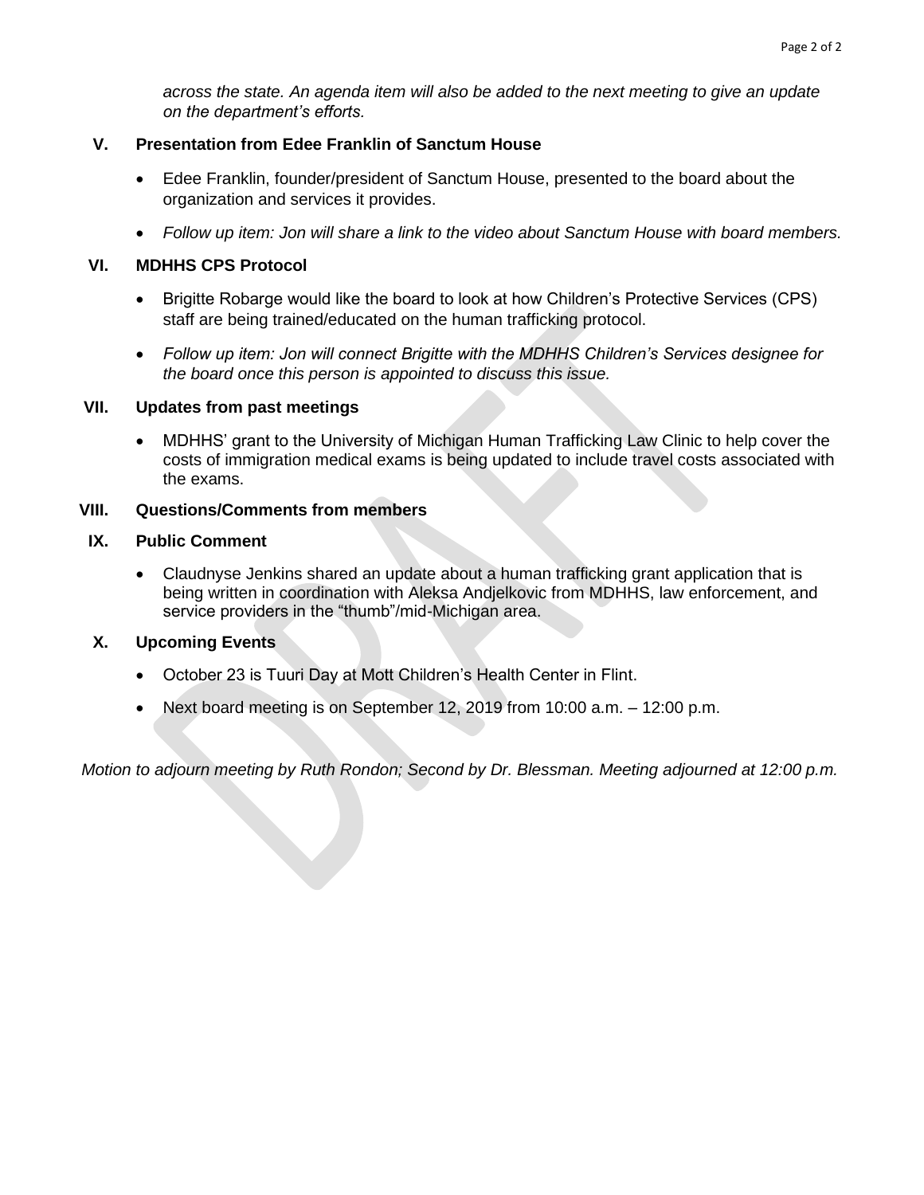*across the state. An agenda item will also be added to the next meeting to give an update on the department's efforts.*

## V. Presentation from Edee Franklin of Sanctum House

- Edee Franklin, founder/president of Sanctum House, presented to the board about the organization and services it provides.
- *Follow up item: Jon will share a link to the video about Sanctum House with board members.*

## VI. MDHHS CPS Protocol

- Brigitte Robarge would like the board to look at how Children's Protective Services (CPS) staff are being trained/educated on the human trafficking protocol.
- *Follow up item: Jon will connect Brigitte with the MDHHS Children's Services designee for the board once this person is appointed to discuss this issue.*

## VII. Updates from past meetings

- MDHHS' grant to the University of Michigan Human Trafficking Law Clinic to help cover the costs of immigration medical exams is being updated to include travel costs associated with the exams.

## VIII. Questions/Comments from members

## IX. Public Comment

- Claudnyse Jenkins shared an update about a human trafficking grant application that is being written in coordination with Aleksa Andjelkovic from MDHHS, law enforcement, and service providers in the "thumb"/mid-Michigan area.

## X. Upcoming Events

- October 23 is Tuuri Day at Mott Children's Health Center in Flint.
- Next board meeting is on September 12, 2019 from 10:00 a.m. – 12:00 p.m.

*Motion to adjourn meeting by Ruth Rondon; Second by Dr. Blessman. Meeting adjourned at 12:00 p.m.*